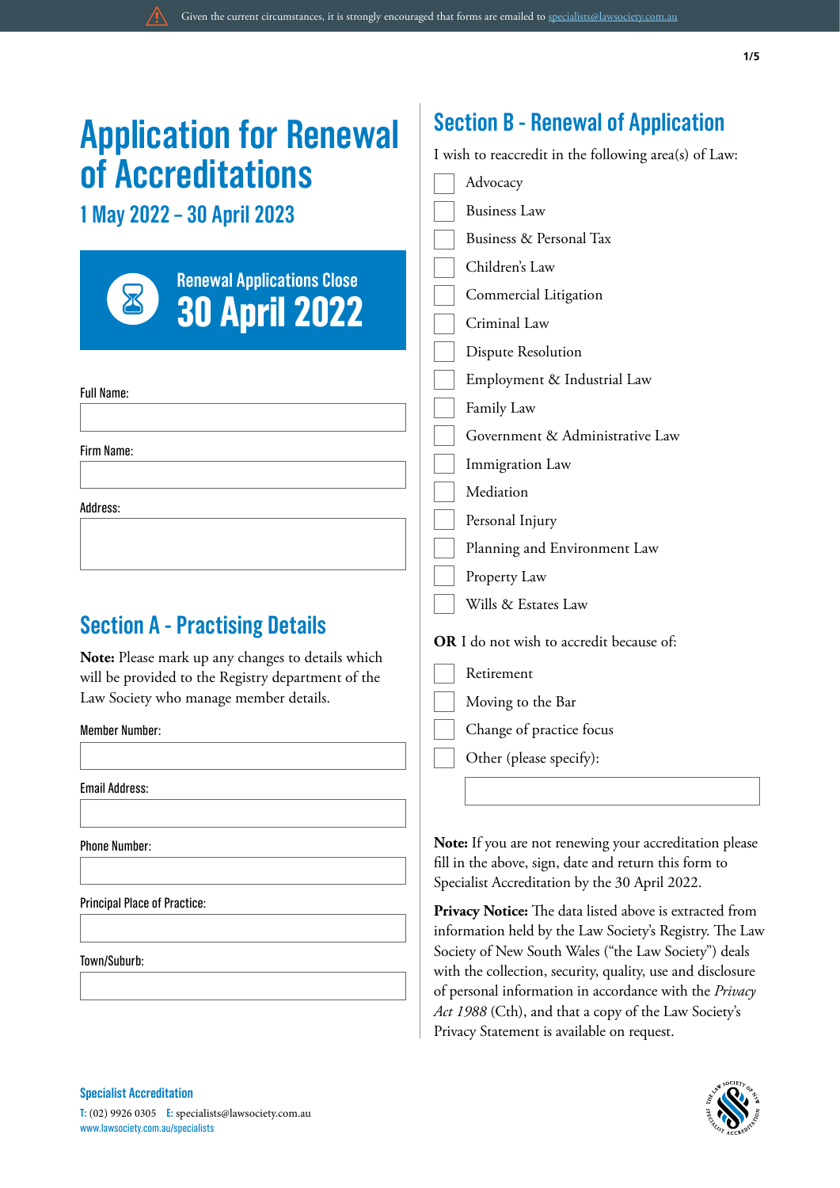Given the current circumstances, it is strongly encouraged that forms are emailed to specialists@lawsociety.com.au

# Application for Renewal of Accreditations

## 1 May 2022 – 30 April 2023

**Renewal Applications Close**
**30 April 2022**

Full Name:

Firm Name:

Address:

## Section A - Practising Details

**Note:** Please mark up any changes to details which will be provided to the Registry department of the Law Society who manage member details.

Member Number:

Email Address:

Phone Number:

Principal Place of Practice:

Town/Suburb:

## Section B - Renewal of Application

I wish to reaccredit in the following area(s) of Law:

- ☐ Advocacy
- ☐ Business Law
- ☐ Business & Personal Tax
- ☐ Children's Law
- ☐ Commercial Litigation
- ☐ Criminal Law
- ☐ Dispute Resolution
- ☐ Employment & Industrial Law
- ☐ Family Law
- ☐ Government & Administrative Law
- ☐ Immigration Law
- ☐ Mediation
- ☐ Personal Injury
- ☐ Planning and Environment Law
- ☐ Property Law
- ☐ Wills & Estates Law

**OR** I do not wish to accredit because of:

- ☐ Retirement
- ☐ Moving to the Bar
- ☐ Change of practice focus
- ☐ Other (please specify):

**Note:** If you are not renewing your accreditation please fill in the above, sign, date and return this form to Specialist Accreditation by the 30 April 2022.

**Privacy Notice:** The data listed above is extracted from information held by the Law Society's Registry. The Law Society of New South Wales ("the Law Society") deals with the collection, security, quality, use and disclosure of personal information in accordance with the *Privacy Act 1988* (Cth), and that a copy of the Law Society's Privacy Statement is available on request.

**Specialist Accreditation**
T: (02) 9926 0305 E: specialists@lawsociety.com.au
www.lawsociety.com.au/specialists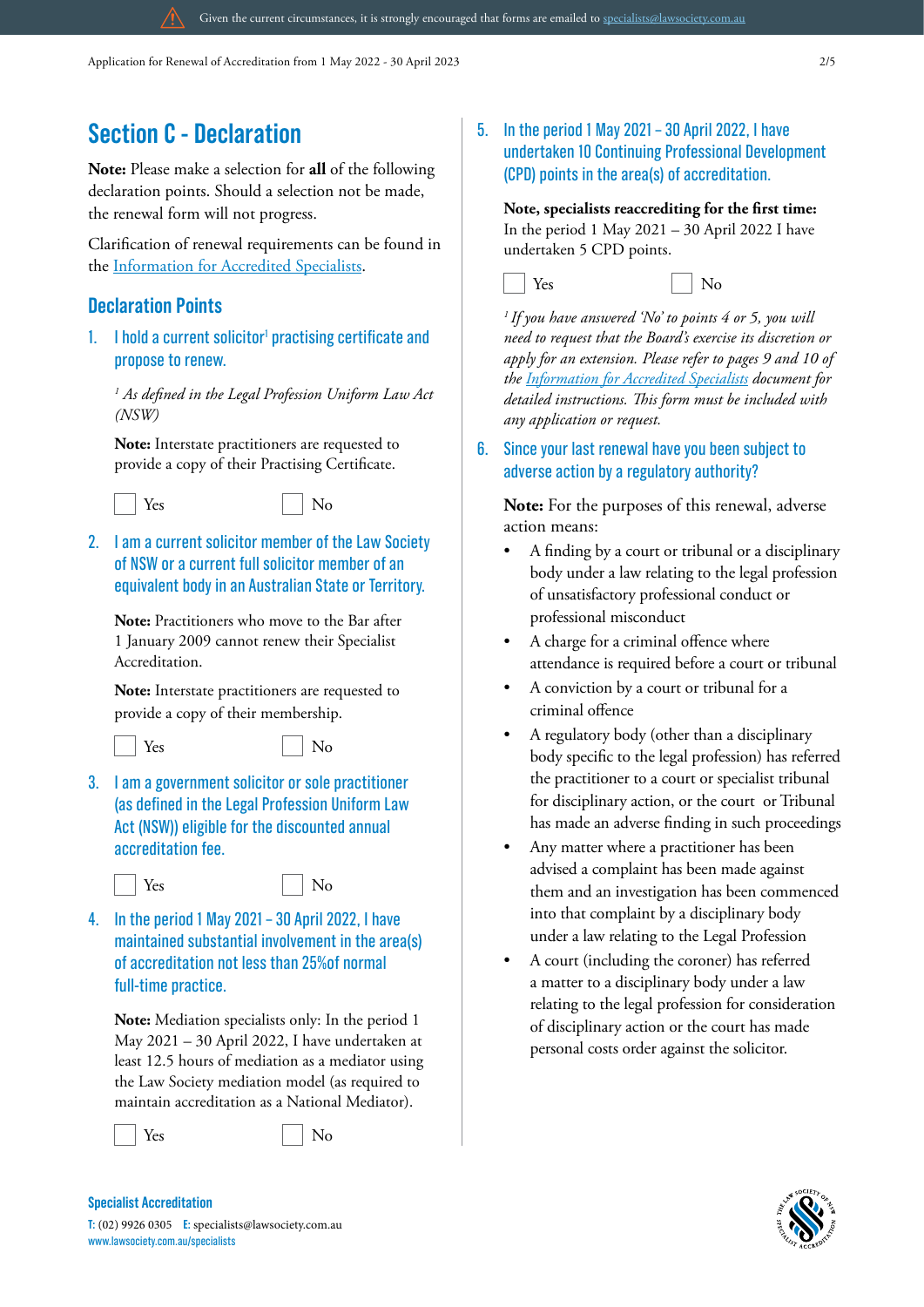## Section C - Declaration

**Note:** Please make a selection for **all** of the following declaration points. Should a selection not be made, the renewal form will not progress.

Clarification of renewal requirements can be found in the Information for Accredited Specialists.

### Declaration Points

1. I hold a current solicitor[1] practising certificate and propose to renew.

   [1] *As defined in the Legal Profession Uniform Law Act (NSW)*

   **Note:** Interstate practitioners are requested to provide a copy of their Practising Certificate.

   ☐ Yes ☐ No

2. I am a current solicitor member of the Law Society of NSW or a current full solicitor member of an equivalent body in an Australian State or Territory.

   **Note:** Practitioners who move to the Bar after 1 January 2009 cannot renew their Specialist Accreditation.

   **Note:** Interstate practitioners are requested to provide a copy of their membership.

   ☐ Yes ☐ No

3. I am a government solicitor or sole practitioner (as defined in the Legal Profession Uniform Law Act (NSW)) eligible for the discounted annual accreditation fee.

   ☐ Yes ☐ No

4. In the period 1 May 2021 – 30 April 2022, I have maintained substantial involvement in the area(s) of accreditation not less than 25%of normal full-time practice.

   **Note:** Mediation specialists only: In the period 1 May 2021 – 30 April 2022, I have undertaken at least 12.5 hours of mediation as a mediator using the Law Society mediation model (as required to maintain accreditation as a National Mediator).

   ☐ Yes ☐ No

5. In the period 1 May 2021 – 30 April 2022, I have undertaken 10 Continuing Professional Development (CPD) points in the area(s) of accreditation.

   **Note, specialists reaccrediting for the first time:** In the period 1 May 2021 – 30 April 2022 I have undertaken 5 CPD points.

   ☐ Yes ☐ No

   [1] *If you have answered 'No' to points 4 or 5, you will need to request that the Board's exercise its discretion or apply for an extension. Please refer to pages 9 and 10 of the Information for Accredited Specialists document for detailed instructions. This form must be included with any application or request.*

6. Since your last renewal have you been subject to adverse action by a regulatory authority?

   **Note:** For the purposes of this renewal, adverse action means:

   - A finding by a court or tribunal or a disciplinary body under a law relating to the legal profession of unsatisfactory professional conduct or professional misconduct
   - A charge for a criminal offence where attendance is required before a court or tribunal
   - A conviction by a court or tribunal for a criminal offence
   - A regulatory body (other than a disciplinary body specific to the legal profession) has referred the practitioner to a court or specialist tribunal for disciplinary action, or the court or Tribunal has made an adverse finding in such proceedings
   - Any matter where a practitioner has been advised a complaint has been made against them and an investigation has been commenced into that complaint by a disciplinary body under a law relating to the Legal Profession
   - A court (including the coroner) has referred a matter to a disciplinary body under a law relating to the legal profession for consideration of disciplinary action or the court has made personal costs order against the solicitor.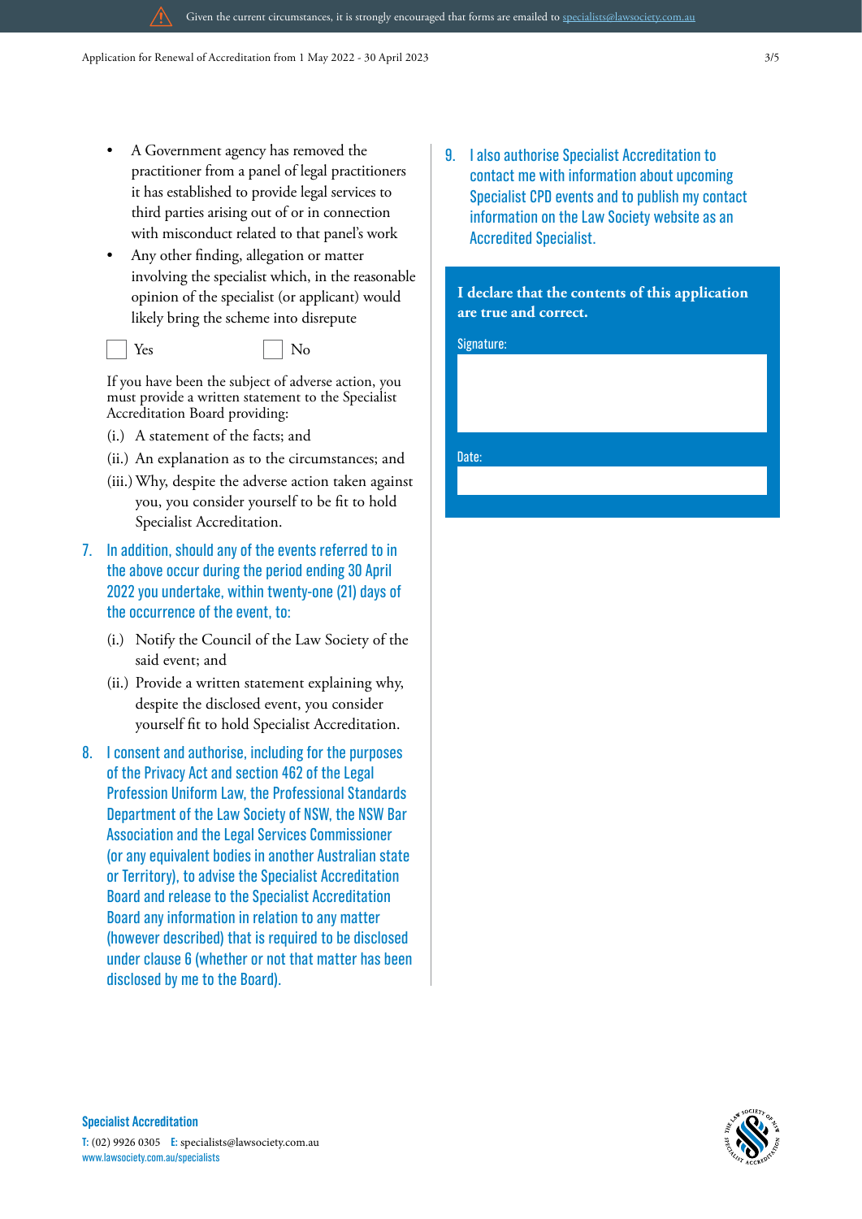- A Government agency has removed the practitioner from a panel of legal practitioners it has established to provide legal services to third parties arising out of or in connection with misconduct related to that panel's work
- Any other finding, allegation or matter involving the specialist which, in the reasonable opinion of the specialist (or applicant) would likely bring the scheme into disrepute

☐ Yes ☐ No

If you have been the subject of adverse action, you must provide a written statement to the Specialist Accreditation Board providing:

(i.) A statement of the facts; and

(ii.) An explanation as to the circumstances; and

(iii.) Why, despite the adverse action taken against you, you consider yourself to be fit to hold Specialist Accreditation.

7. In addition, should any of the events referred to in the above occur during the period ending 30 April 2022 you undertake, within twenty-one (21) days of the occurrence of the event, to:

   (i.) Notify the Council of the Law Society of the said event; and

   (ii.) Provide a written statement explaining why, despite the disclosed event, you consider yourself fit to hold Specialist Accreditation.

8. I consent and authorise, including for the purposes of the Privacy Act and section 462 of the Legal Profession Uniform Law, the Professional Standards Department of the Law Society of NSW, the NSW Bar Association and the Legal Services Commissioner (or any equivalent bodies in another Australian state or Territory), to advise the Specialist Accreditation Board and release to the Specialist Accreditation Board any information in relation to any matter (however described) that is required to be disclosed under clause 6 (whether or not that matter has been disclosed by me to the Board).

9. I also authorise Specialist Accreditation to contact me with information about upcoming Specialist CPD events and to publish my contact information on the Law Society website as an Accredited Specialist.

**I declare that the contents of this application are true and correct.**

Signature:

Date:

**Specialist Accreditation**
T: (02) 9926 0305 E: specialists@lawsociety.com.au
www.lawsociety.com.au/specialists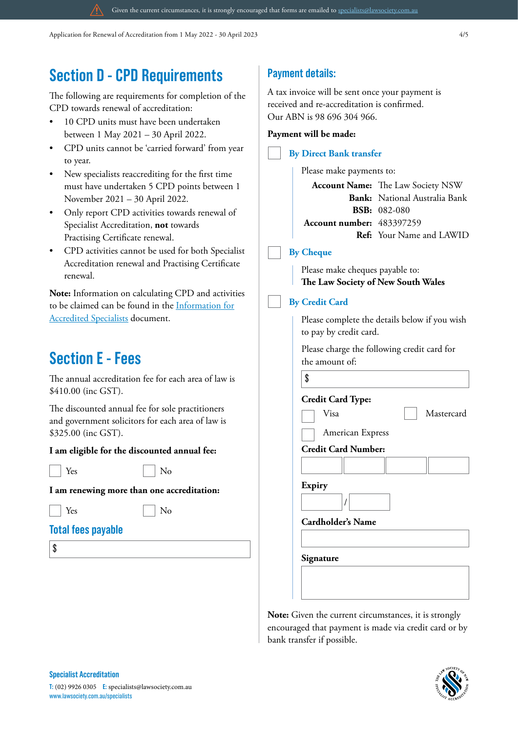Given the current circumstances, it is strongly encouraged that forms are emailed to specialists@lawsociety.com.au

## Section D - CPD Requirements

The following are requirements for completion of the CPD towards renewal of accreditation:

- 10 CPD units must have been undertaken between 1 May 2021 – 30 April 2022.
- CPD units cannot be 'carried forward' from year to year.
- New specialists reaccrediting for the first time must have undertaken 5 CPD points between 1 November 2021 – 30 April 2022.
- Only report CPD activities towards renewal of Specialist Accreditation, **not** towards Practising Certificate renewal.
- CPD activities cannot be used for both Specialist Accreditation renewal and Practising Certificate renewal.

**Note:** Information on calculating CPD and activities to be claimed can be found in the Information for Accredited Specialists document.

## Section E - Fees

The annual accreditation fee for each area of law is $410.00 (inc GST).

The discounted annual fee for sole practitioners and government solicitors for each area of law is $325.00 (inc GST).

**I am eligible for the discounted annual fee:**

☐ Yes ☐ No

**I am renewing more than one accreditation:**

☐ Yes ☐ No

### Total fees payable

$

### Payment details:

A tax invoice will be sent once your payment is received and re-accreditation is confirmed.
Our ABN is 98 696 304 966.

**Payment will be made:**

☐ **By Direct Bank transfer**

Please make payments to:

**Account Name:** The Law Society NSW
**Bank:** National Australia Bank
**BSB:** 082-080
**Account number:** 483397259
**Ref:** Your Name and LAWID

☐ **By Cheque**

Please make cheques payable to:
**The Law Society of New South Wales**

☐ **By Credit Card**

Please complete the details below if you wish to pay by credit card.

Please charge the following credit card for the amount of:

$

**Credit Card Type:**

☐ Visa ☐ Mastercard

☐ American Express

**Credit Card Number:**

**Expiry**

/

**Cardholder's Name**

**Signature**

**Note:** Given the current circumstances, it is strongly encouraged that payment is made via credit card or by bank transfer if possible.

**Specialist Accreditation**
T: (02) 9926 0305 E: specialists@lawsociety.com.au
www.lawsociety.com.au/specialists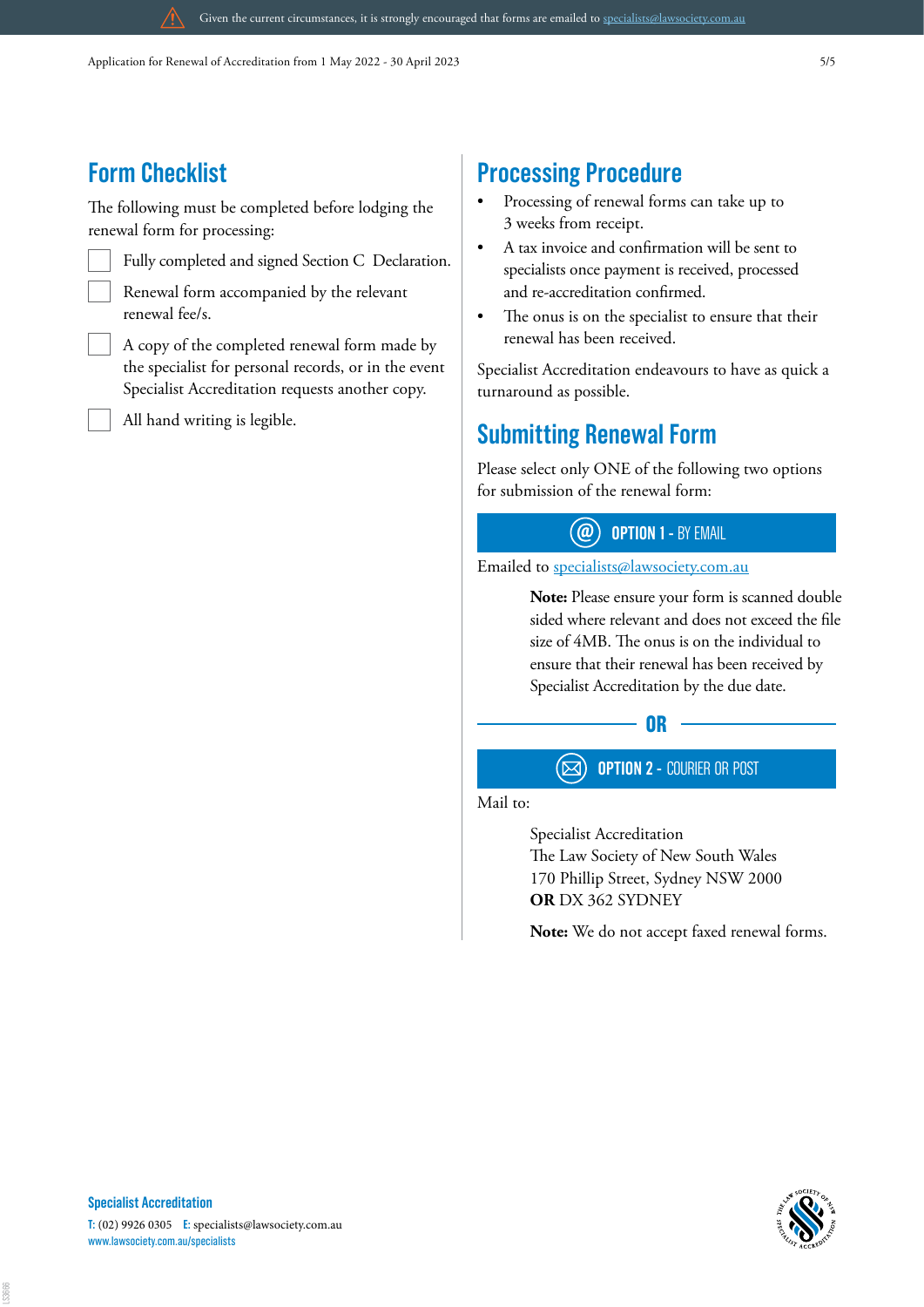Given the current circumstances, it is strongly encouraged that forms are emailed to specialists@lawsociety.com.au

## Form Checklist

The following must be completed before lodging the renewal form for processing:

- [ ] Fully completed and signed Section C Declaration.
- [ ] Renewal form accompanied by the relevant renewal fee/s.
- [ ] A copy of the completed renewal form made by the specialist for personal records, or in the event Specialist Accreditation requests another copy.
- [ ] All hand writing is legible.

## Processing Procedure

- Processing of renewal forms can take up to 3 weeks from receipt.
- A tax invoice and confirmation will be sent to specialists once payment is received, processed and re-accreditation confirmed.
- The onus is on the specialist to ensure that their renewal has been received.

Specialist Accreditation endeavours to have as quick a turnaround as possible.

## Submitting Renewal Form

Please select only ONE of the following two options for submission of the renewal form:

**OPTION 1 - BY EMAIL**

Emailed to specialists@lawsociety.com.au

**Note:** Please ensure your form is scanned double sided where relevant and does not exceed the file size of 4MB. The onus is on the individual to ensure that their renewal has been received by Specialist Accreditation by the due date.

**OR**

**OPTION 2 - COURIER OR POST**

Mail to:

Specialist Accreditation
The Law Society of New South Wales
170 Phillip Street, Sydney NSW 2000
**OR** DX 362 SYDNEY

**Note:** We do not accept faxed renewal forms.

**Specialist Accreditation**
T: (02) 9926 0305 E: specialists@lawsociety.com.au
www.lawsociety.com.au/specialists